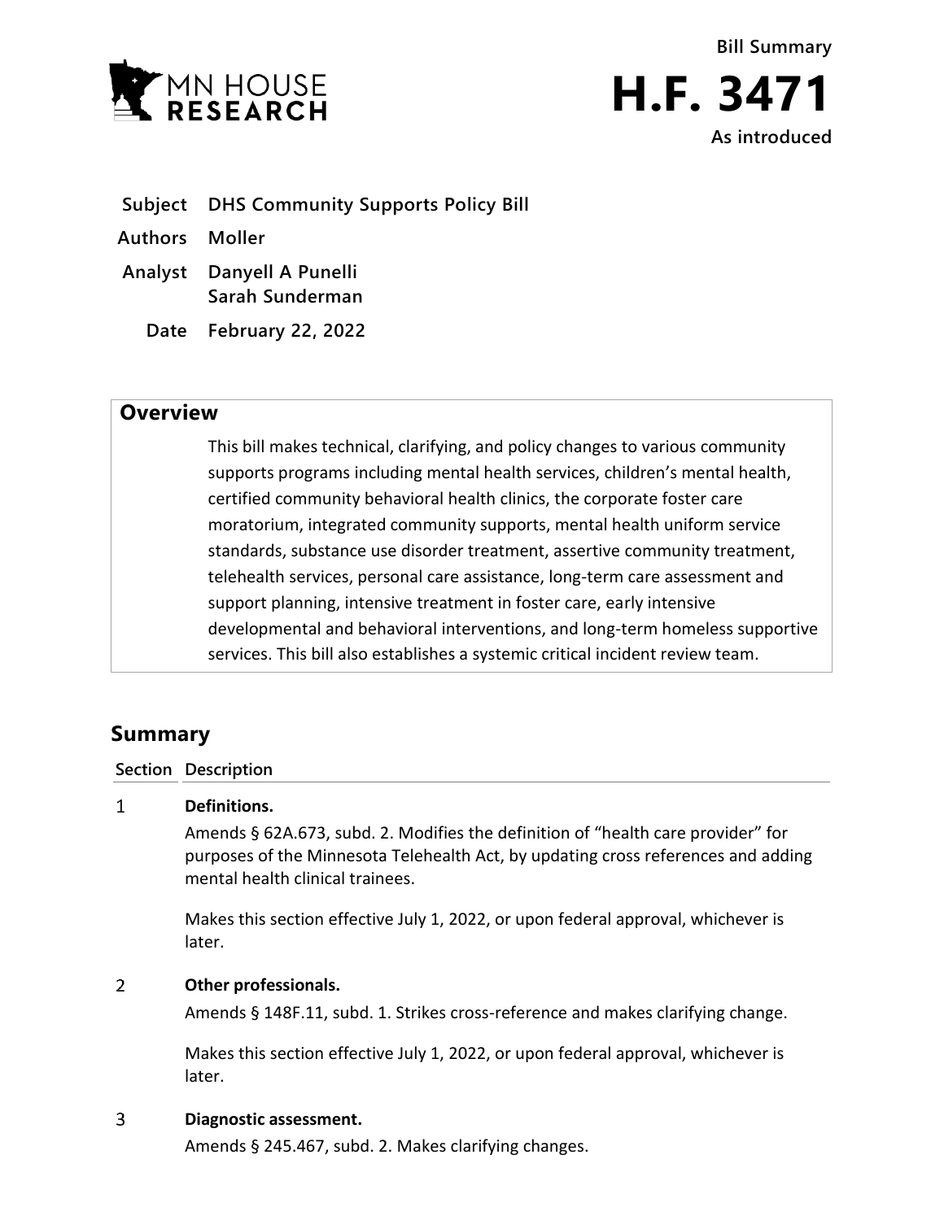Bill Summary

# H.F. 3471

As introduced

**Subject** DHS Community Supports Policy Bill

**Authors** Moller

**Analyst** Danyell A Punelli
Sarah Sunderman

**Date** February 22, 2022

## Overview

This bill makes technical, clarifying, and policy changes to various community supports programs including mental health services, children's mental health, certified community behavioral health clinics, the corporate foster care moratorium, integrated community supports, mental health uniform service standards, substance use disorder treatment, assertive community treatment, telehealth services, personal care assistance, long-term care assessment and support planning, intensive treatment in foster care, early intensive developmental and behavioral interventions, and long-term homeless supportive services. This bill also establishes a systemic critical incident review team.

## Summary

| Section | Description |
|---|---|
| 1 | **Definitions.**<br><br>Amends § 62A.673, subd. 2. Modifies the definition of "health care provider" for purposes of the Minnesota Telehealth Act, by updating cross references and adding mental health clinical trainees.<br><br>Makes this section effective July 1, 2022, or upon federal approval, whichever is later. |
| 2 | **Other professionals.**<br><br>Amends § 148F.11, subd. 1. Strikes cross-reference and makes clarifying change.<br><br>Makes this section effective July 1, 2022, or upon federal approval, whichever is later. |
| 3 | **Diagnostic assessment.**<br><br>Amends § 245.467, subd. 2. Makes clarifying changes. |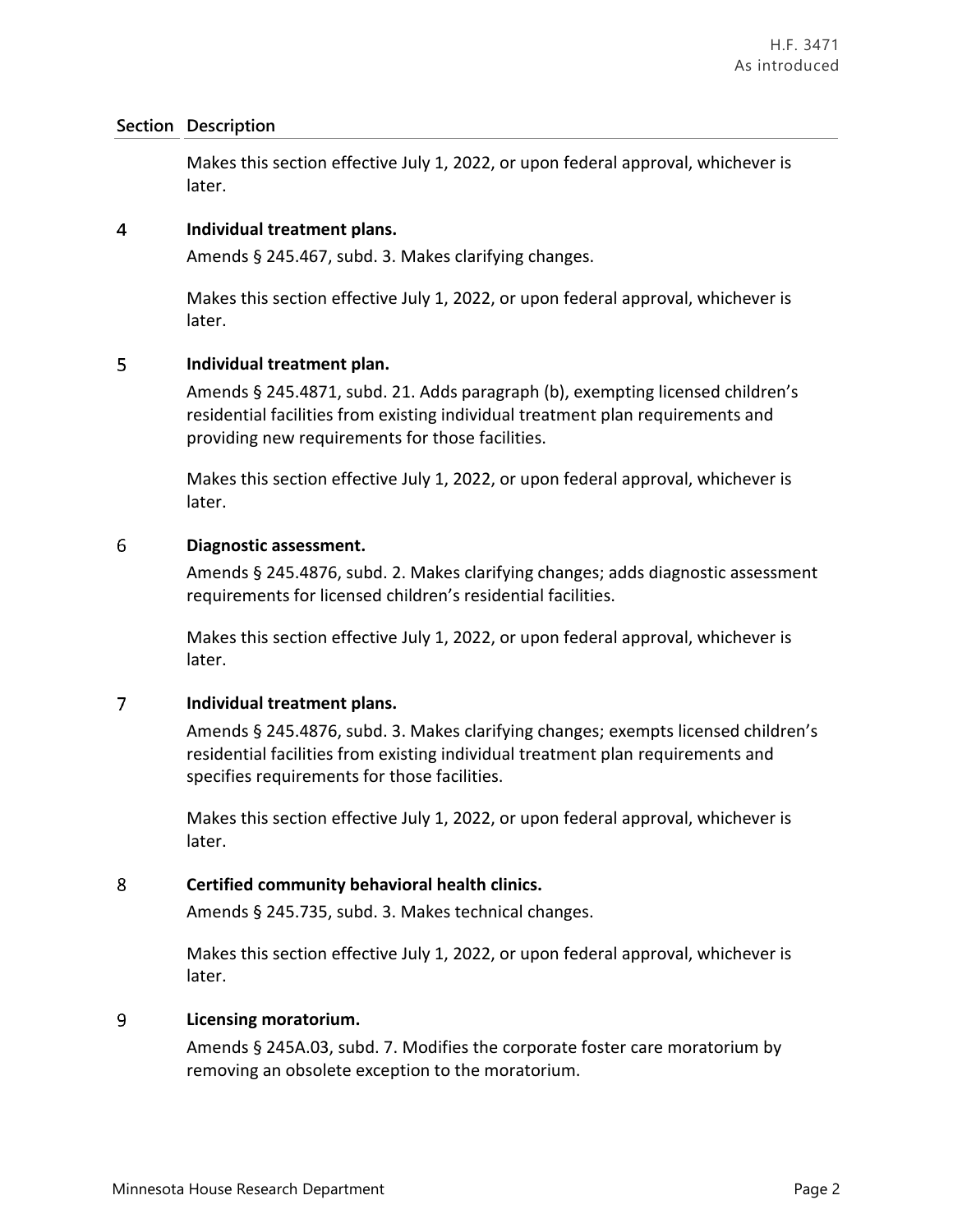| Section | Description |
|---|---|
| | Makes this section effective July 1, 2022, or upon federal approval, whichever is later. |
| 4 | **Individual treatment plans.**<br>Amends § 245.467, subd. 3. Makes clarifying changes.<br><br>Makes this section effective July 1, 2022, or upon federal approval, whichever is later. |
| 5 | **Individual treatment plan.**<br>Amends § 245.4871, subd. 21. Adds paragraph (b), exempting licensed children's residential facilities from existing individual treatment plan requirements and providing new requirements for those facilities.<br><br>Makes this section effective July 1, 2022, or upon federal approval, whichever is later. |
| 6 | **Diagnostic assessment.**<br>Amends § 245.4876, subd. 2. Makes clarifying changes; adds diagnostic assessment requirements for licensed children's residential facilities.<br><br>Makes this section effective July 1, 2022, or upon federal approval, whichever is later. |
| 7 | **Individual treatment plans.**<br>Amends § 245.4876, subd. 3. Makes clarifying changes; exempts licensed children's residential facilities from existing individual treatment plan requirements and specifies requirements for those facilities.<br><br>Makes this section effective July 1, 2022, or upon federal approval, whichever is later. |
| 8 | **Certified community behavioral health clinics.**<br>Amends § 245.735, subd. 3. Makes technical changes.<br><br>Makes this section effective July 1, 2022, or upon federal approval, whichever is later. |
| 9 | **Licensing moratorium.**<br>Amends § 245A.03, subd. 7. Modifies the corporate foster care moratorium by removing an obsolete exception to the moratorium. |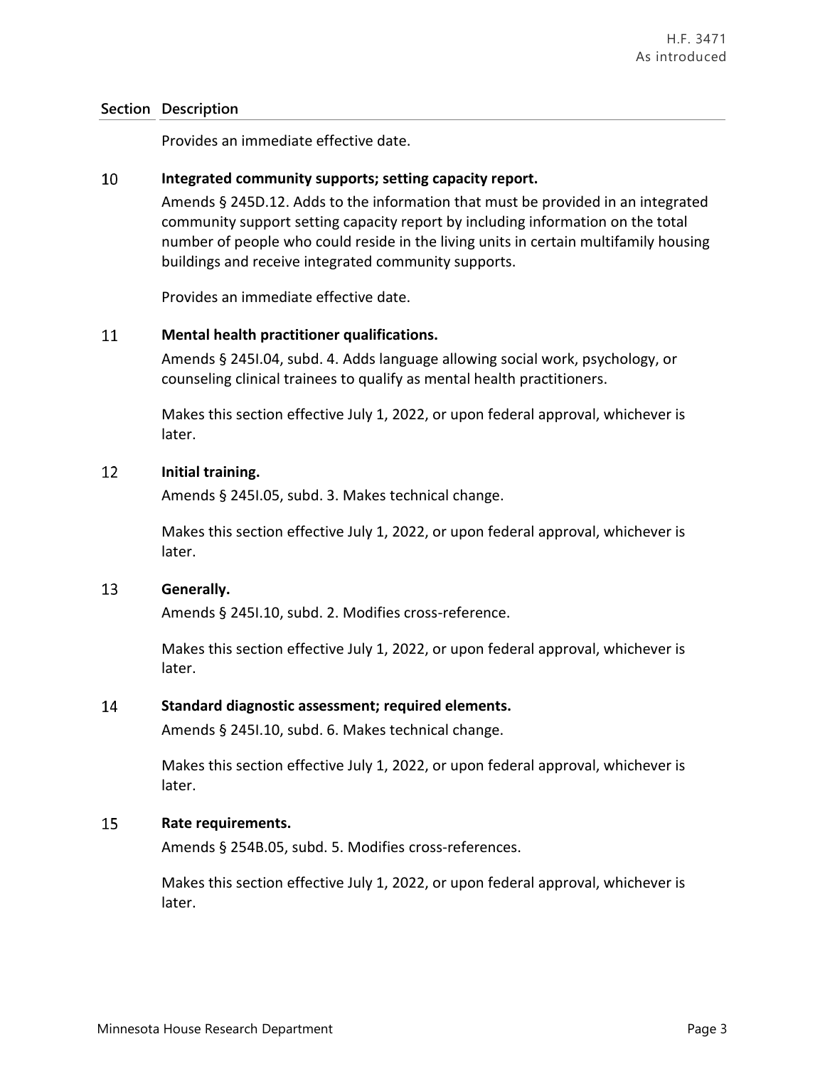| Section | Description |
|---|---|
| | Provides an immediate effective date. |
| 10 | **Integrated community supports; setting capacity report.** Amends § 245D.12. Adds to the information that must be provided in an integrated community support setting capacity report by including information on the total number of people who could reside in the living units in certain multifamily housing buildings and receive integrated community supports. Provides an immediate effective date. |
| 11 | **Mental health practitioner qualifications.** Amends § 245I.04, subd. 4. Adds language allowing social work, psychology, or counseling clinical trainees to qualify as mental health practitioners. Makes this section effective July 1, 2022, or upon federal approval, whichever is later. |
| 12 | **Initial training.** Amends § 245I.05, subd. 3. Makes technical change. Makes this section effective July 1, 2022, or upon federal approval, whichever is later. |
| 13 | **Generally.** Amends § 245I.10, subd. 2. Modifies cross-reference. Makes this section effective July 1, 2022, or upon federal approval, whichever is later. |
| 14 | **Standard diagnostic assessment; required elements.** Amends § 245I.10, subd. 6. Makes technical change. Makes this section effective July 1, 2022, or upon federal approval, whichever is later. |
| 15 | **Rate requirements.** Amends § 254B.05, subd. 5. Modifies cross-references. Makes this section effective July 1, 2022, or upon federal approval, whichever is later. |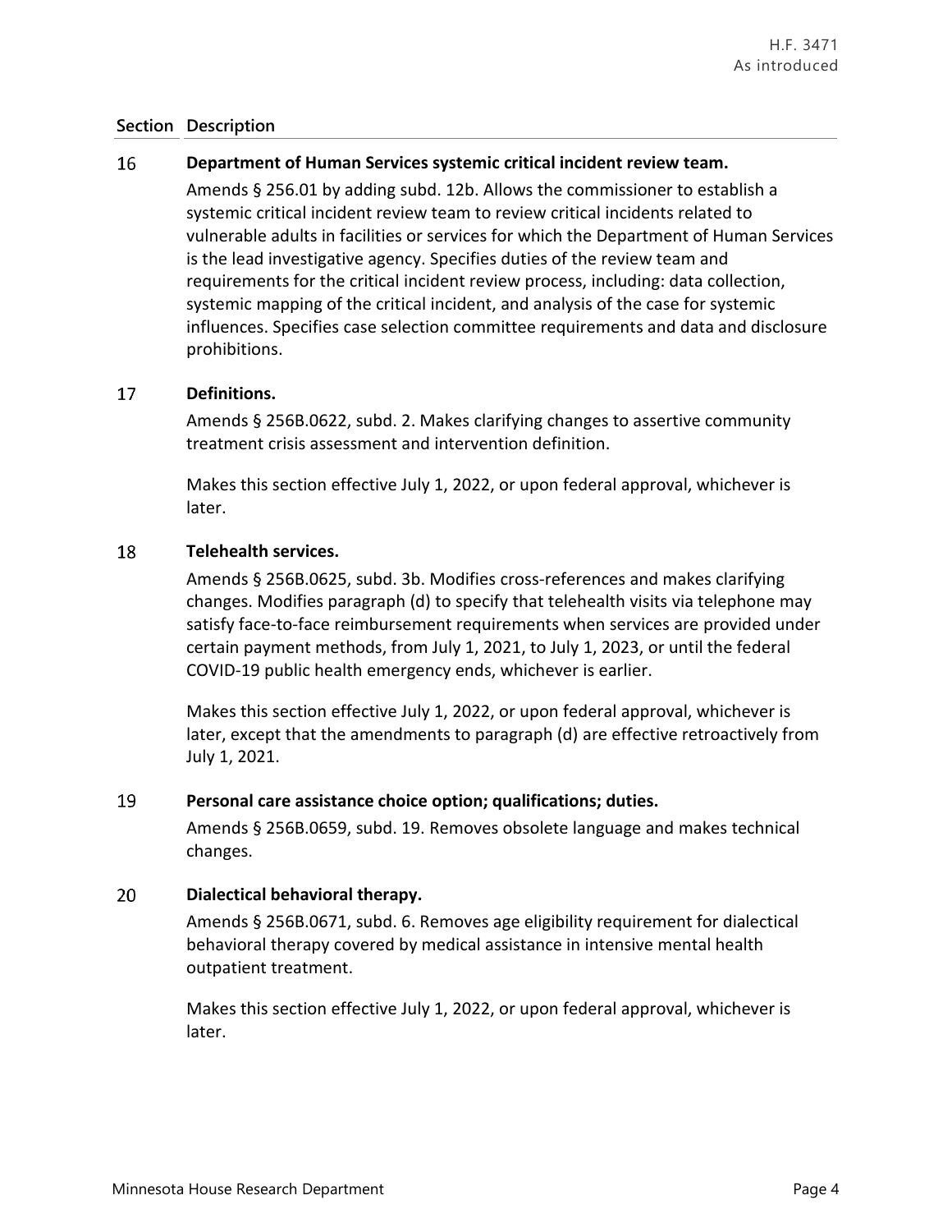| Section | Description |
|---|---|
| 16 | **Department of Human Services systemic critical incident review team.**<br>Amends § 256.01 by adding subd. 12b. Allows the commissioner to establish a systemic critical incident review team to review critical incidents related to vulnerable adults in facilities or services for which the Department of Human Services is the lead investigative agency. Specifies duties of the review team and requirements for the critical incident review process, including: data collection, systemic mapping of the critical incident, and analysis of the case for systemic influences. Specifies case selection committee requirements and data and disclosure prohibitions. |
| 17 | **Definitions.**<br>Amends § 256B.0622, subd. 2. Makes clarifying changes to assertive community treatment crisis assessment and intervention definition.<br><br>Makes this section effective July 1, 2022, or upon federal approval, whichever is later. |
| 18 | **Telehealth services.**<br>Amends § 256B.0625, subd. 3b. Modifies cross-references and makes clarifying changes. Modifies paragraph (d) to specify that telehealth visits via telephone may satisfy face-to-face reimbursement requirements when services are provided under certain payment methods, from July 1, 2021, to July 1, 2023, or until the federal COVID-19 public health emergency ends, whichever is earlier.<br><br>Makes this section effective July 1, 2022, or upon federal approval, whichever is later, except that the amendments to paragraph (d) are effective retroactively from July 1, 2021. |
| 19 | **Personal care assistance choice option; qualifications; duties.**<br>Amends § 256B.0659, subd. 19. Removes obsolete language and makes technical changes. |
| 20 | **Dialectical behavioral therapy.**<br>Amends § 256B.0671, subd. 6. Removes age eligibility requirement for dialectical behavioral therapy covered by medical assistance in intensive mental health outpatient treatment.<br><br>Makes this section effective July 1, 2022, or upon federal approval, whichever is later. |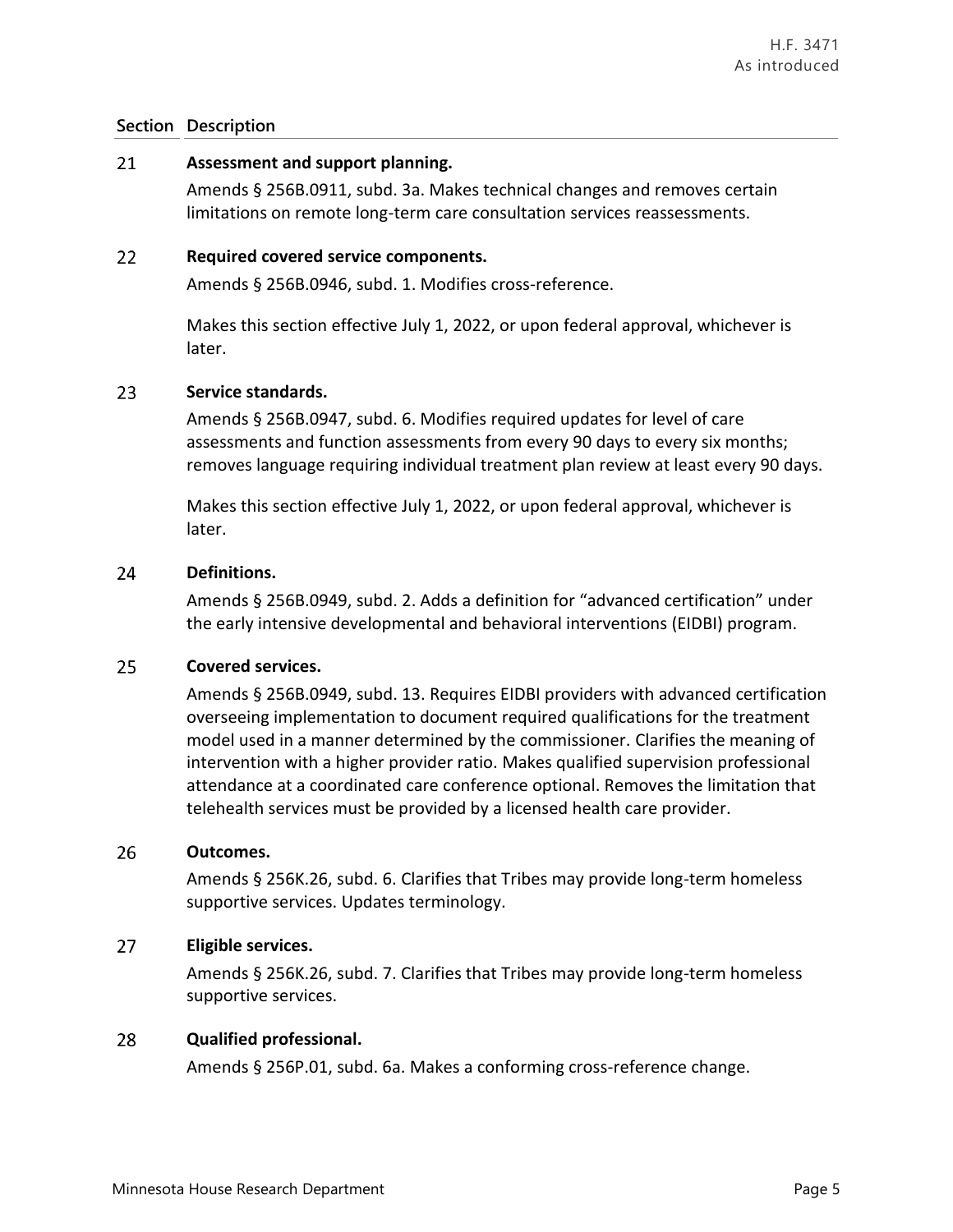| Section | Description |
|---|---|
| 21 | **Assessment and support planning.**<br>Amends § 256B.0911, subd. 3a. Makes technical changes and removes certain limitations on remote long-term care consultation services reassessments. |
| 22 | **Required covered service components.**<br>Amends § 256B.0946, subd. 1. Modifies cross-reference.<br><br>Makes this section effective July 1, 2022, or upon federal approval, whichever is later. |
| 23 | **Service standards.**<br>Amends § 256B.0947, subd. 6. Modifies required updates for level of care assessments and function assessments from every 90 days to every six months; removes language requiring individual treatment plan review at least every 90 days.<br><br>Makes this section effective July 1, 2022, or upon federal approval, whichever is later. |
| 24 | **Definitions.**<br>Amends § 256B.0949, subd. 2. Adds a definition for "advanced certification" under the early intensive developmental and behavioral interventions (EIDBI) program. |
| 25 | **Covered services.**<br>Amends § 256B.0949, subd. 13. Requires EIDBI providers with advanced certification overseeing implementation to document required qualifications for the treatment model used in a manner determined by the commissioner. Clarifies the meaning of intervention with a higher provider ratio. Makes qualified supervision professional attendance at a coordinated care conference optional. Removes the limitation that telehealth services must be provided by a licensed health care provider. |
| 26 | **Outcomes.**<br>Amends § 256K.26, subd. 6. Clarifies that Tribes may provide long-term homeless supportive services. Updates terminology. |
| 27 | **Eligible services.**<br>Amends § 256K.26, subd. 7. Clarifies that Tribes may provide long-term homeless supportive services. |
| 28 | **Qualified professional.**<br>Amends § 256P.01, subd. 6a. Makes a conforming cross-reference change. |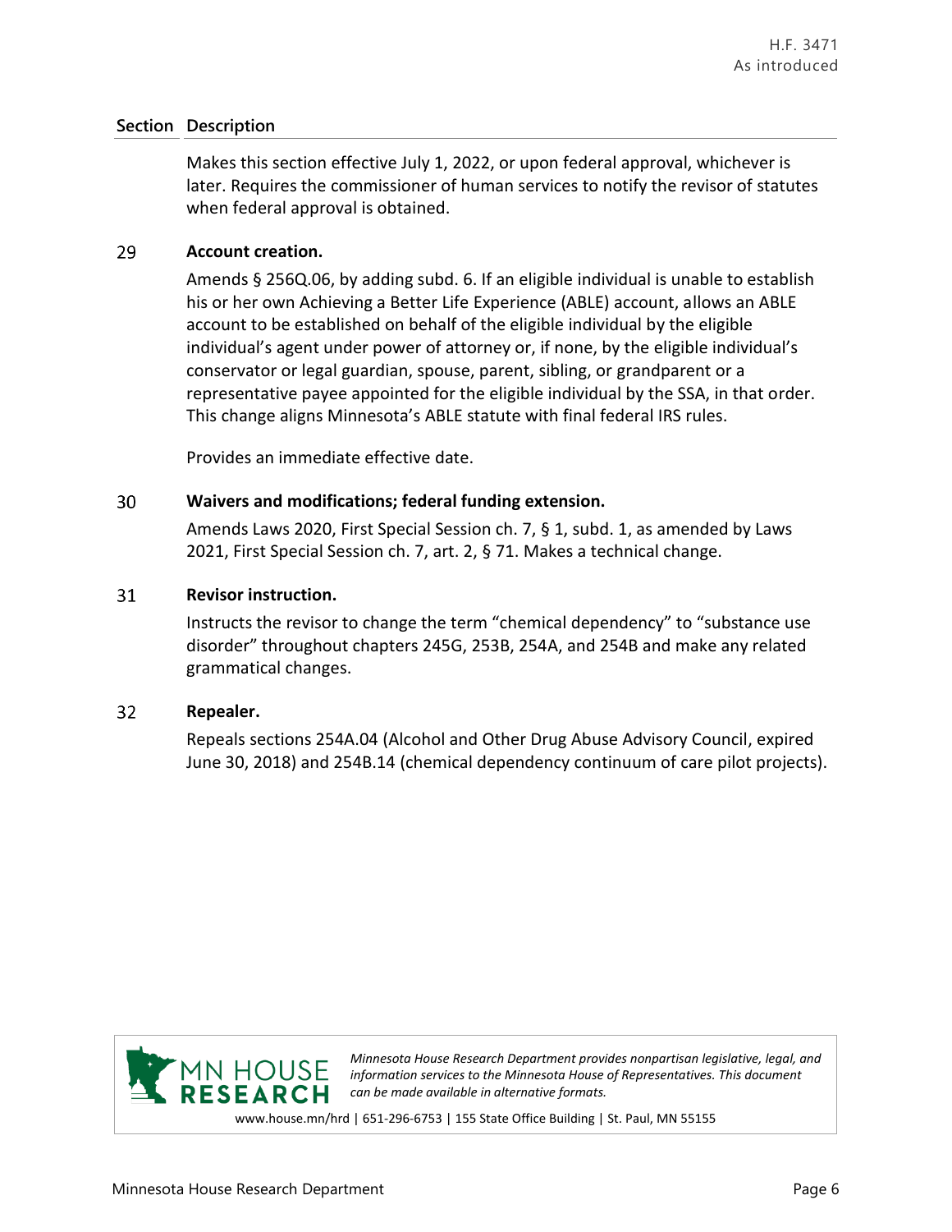| Section | Description |
|---|---|
| | Makes this section effective July 1, 2022, or upon federal approval, whichever is later. Requires the commissioner of human services to notify the revisor of statutes when federal approval is obtained. |
| 29 | **Account creation.**<br><br>Amends § 256Q.06, by adding subd. 6. If an eligible individual is unable to establish his or her own Achieving a Better Life Experience (ABLE) account, allows an ABLE account to be established on behalf of the eligible individual by the eligible individual's agent under power of attorney or, if none, by the eligible individual's conservator or legal guardian, spouse, parent, sibling, or grandparent or a representative payee appointed for the eligible individual by the SSA, in that order. This change aligns Minnesota's ABLE statute with final federal IRS rules.<br><br>Provides an immediate effective date. |
| 30 | **Waivers and modifications; federal funding extension.**<br><br>Amends Laws 2020, First Special Session ch. 7, § 1, subd. 1, as amended by Laws 2021, First Special Session ch. 7, art. 2, § 71. Makes a technical change. |
| 31 | **Revisor instruction.**<br><br>Instructs the revisor to change the term "chemical dependency" to "substance use disorder" throughout chapters 245G, 253B, 254A, and 254B and make any related grammatical changes. |
| 32 | **Repealer.**<br><br>Repeals sections 254A.04 (Alcohol and Other Drug Abuse Advisory Council, expired June 30, 2018) and 254B.14 (chemical dependency continuum of care pilot projects). |

MN HOUSE RESEARCH

*Minnesota House Research Department provides nonpartisan legislative, legal, and information services to the Minnesota House of Representatives. This document can be made available in alternative formats.*

www.house.mn/hrd | 651-296-6753 | 155 State Office Building | St. Paul, MN 55155